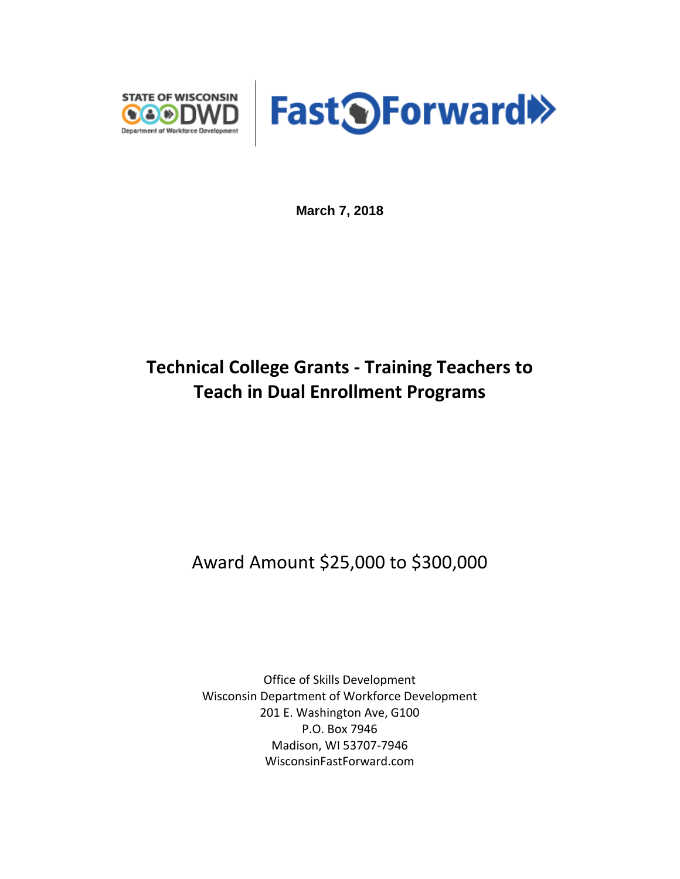STATE OF WISCONSIN DWD
Department of Workforce Development

Fast Forward

**March 7, 2018**

# Technical College Grants - Training Teachers to Teach in Dual Enrollment Programs

Award Amount $25,000 to $300,000

Office of Skills Development
Wisconsin Department of Workforce Development
201 E. Washington Ave, G100
P.O. Box 7946
Madison, WI 53707-7946
WisconsinFastForward.com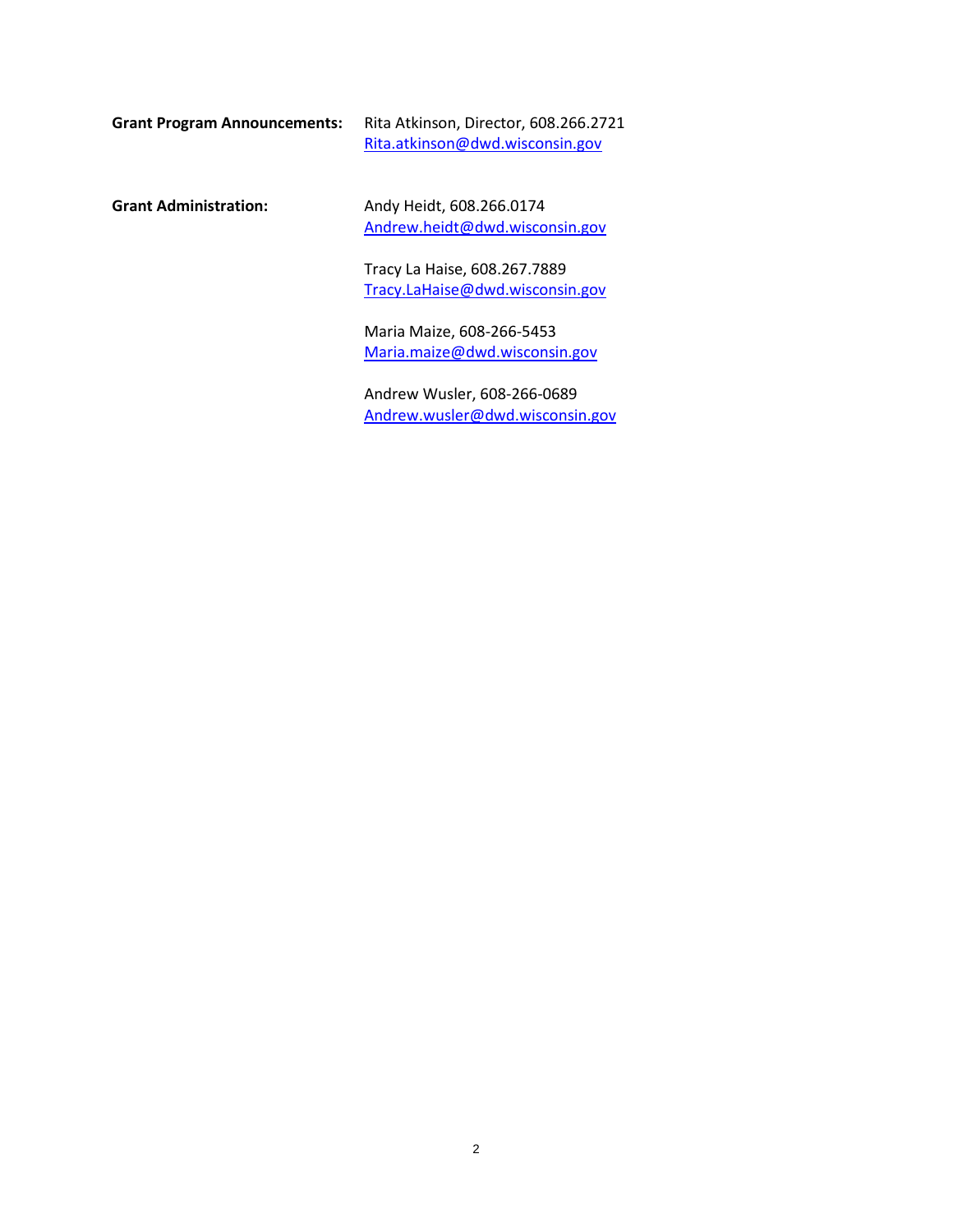**Grant Program Announcements:** Rita Atkinson, Director, 608.266.2721
[Rita.atkinson@dwd.wisconsin.gov](mailto:Rita.atkinson@dwd.wisconsin.gov)

**Grant Administration:**

Andy Heidt, 608.266.0174
[Andrew.heidt@dwd.wisconsin.gov](mailto:Andrew.heidt@dwd.wisconsin.gov)

Tracy La Haise, 608.267.7889
[Tracy.LaHaise@dwd.wisconsin.gov](mailto:Tracy.LaHaise@dwd.wisconsin.gov)

Maria Maize, 608-266-5453
[Maria.maize@dwd.wisconsin.gov](mailto:Maria.maize@dwd.wisconsin.gov)

Andrew Wusler, 608-266-0689
[Andrew.wusler@dwd.wisconsin.gov](mailto:Andrew.wusler@dwd.wisconsin.gov)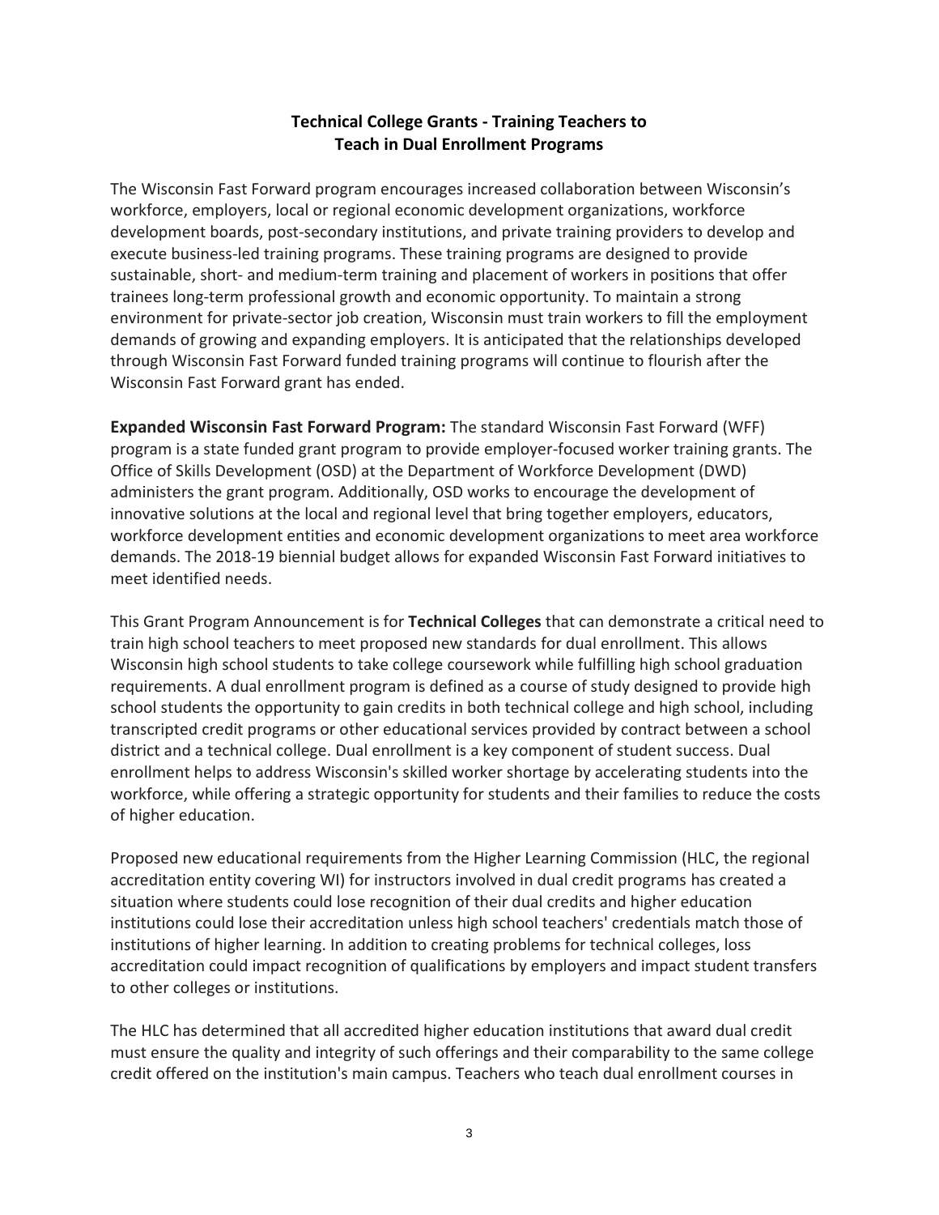# Technical College Grants - Training Teachers to Teach in Dual Enrollment Programs

The Wisconsin Fast Forward program encourages increased collaboration between Wisconsin's workforce, employers, local or regional economic development organizations, workforce development boards, post-secondary institutions, and private training providers to develop and execute business-led training programs. These training programs are designed to provide sustainable, short- and medium-term training and placement of workers in positions that offer trainees long-term professional growth and economic opportunity. To maintain a strong environment for private-sector job creation, Wisconsin must train workers to fill the employment demands of growing and expanding employers. It is anticipated that the relationships developed through Wisconsin Fast Forward funded training programs will continue to flourish after the Wisconsin Fast Forward grant has ended.

**Expanded Wisconsin Fast Forward Program:** The standard Wisconsin Fast Forward (WFF) program is a state funded grant program to provide employer-focused worker training grants. The Office of Skills Development (OSD) at the Department of Workforce Development (DWD) administers the grant program. Additionally, OSD works to encourage the development of innovative solutions at the local and regional level that bring together employers, educators, workforce development entities and economic development organizations to meet area workforce demands. The 2018-19 biennial budget allows for expanded Wisconsin Fast Forward initiatives to meet identified needs.

This Grant Program Announcement is for **Technical Colleges** that can demonstrate a critical need to train high school teachers to meet proposed new standards for dual enrollment. This allows Wisconsin high school students to take college coursework while fulfilling high school graduation requirements. A dual enrollment program is defined as a course of study designed to provide high school students the opportunity to gain credits in both technical college and high school, including transcripted credit programs or other educational services provided by contract between a school district and a technical college. Dual enrollment is a key component of student success. Dual enrollment helps to address Wisconsin's skilled worker shortage by accelerating students into the workforce, while offering a strategic opportunity for students and their families to reduce the costs of higher education.

Proposed new educational requirements from the Higher Learning Commission (HLC, the regional accreditation entity covering WI) for instructors involved in dual credit programs has created a situation where students could lose recognition of their dual credits and higher education institutions could lose their accreditation unless high school teachers' credentials match those of institutions of higher learning. In addition to creating problems for technical colleges, loss accreditation could impact recognition of qualifications by employers and impact student transfers to other colleges or institutions.

The HLC has determined that all accredited higher education institutions that award dual credit must ensure the quality and integrity of such offerings and their comparability to the same college credit offered on the institution's main campus. Teachers who teach dual enrollment courses in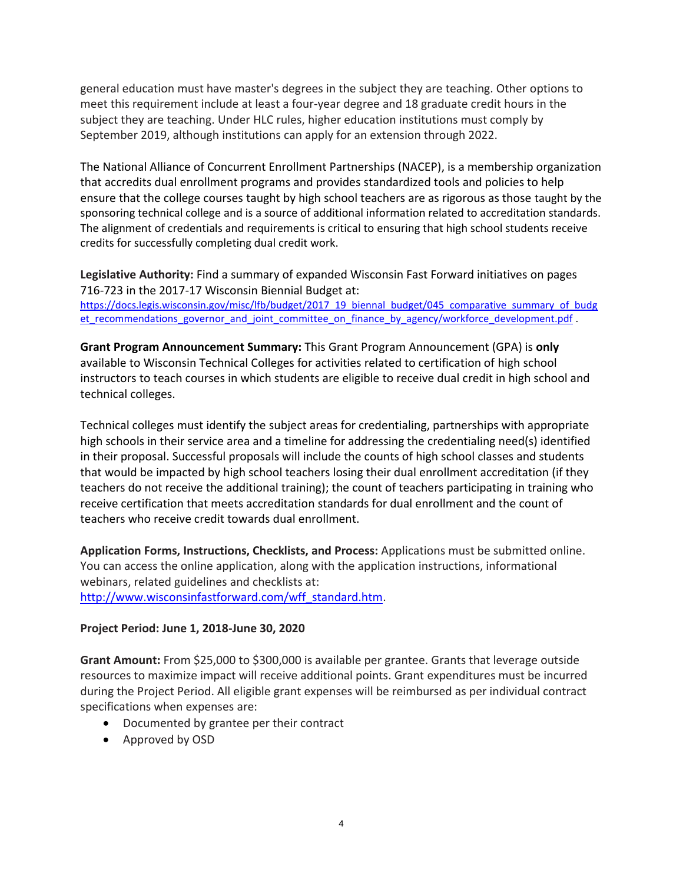general education must have master's degrees in the subject they are teaching. Other options to meet this requirement include at least a four-year degree and 18 graduate credit hours in the subject they are teaching. Under HLC rules, higher education institutions must comply by September 2019, although institutions can apply for an extension through 2022.

The National Alliance of Concurrent Enrollment Partnerships (NACEP), is a membership organization that accredits dual enrollment programs and provides standardized tools and policies to help ensure that the college courses taught by high school teachers are as rigorous as those taught by the sponsoring technical college and is a source of additional information related to accreditation standards. The alignment of credentials and requirements is critical to ensuring that high school students receive credits for successfully completing dual credit work.

**Legislative Authority:** Find a summary of expanded Wisconsin Fast Forward initiatives on pages 716-723 in the 2017-17 Wisconsin Biennial Budget at: https://docs.legis.wisconsin.gov/misc/lfb/budget/2017_19_biennal_budget/045_comparative_summary_of_budget_recommendations_governor_and_joint_committee_on_finance_by_agency/workforce_development.pdf .

**Grant Program Announcement Summary:** This Grant Program Announcement (GPA) is **only** available to Wisconsin Technical Colleges for activities related to certification of high school instructors to teach courses in which students are eligible to receive dual credit in high school and technical colleges.

Technical colleges must identify the subject areas for credentialing, partnerships with appropriate high schools in their service area and a timeline for addressing the credentialing need(s) identified in their proposal. Successful proposals will include the counts of high school classes and students that would be impacted by high school teachers losing their dual enrollment accreditation (if they teachers do not receive the additional training); the count of teachers participating in training who receive certification that meets accreditation standards for dual enrollment and the count of teachers who receive credit towards dual enrollment.

**Application Forms, Instructions, Checklists, and Process:** Applications must be submitted online. You can access the online application, along with the application instructions, informational webinars, related guidelines and checklists at: http://www.wisconsinfastforward.com/wff_standard.htm.

**Project Period: June 1, 2018-June 30, 2020**

**Grant Amount:** From $25,000 to $300,000 is available per grantee. Grants that leverage outside resources to maximize impact will receive additional points. Grant expenditures must be incurred during the Project Period. All eligible grant expenses will be reimbursed as per individual contract specifications when expenses are:

- Documented by grantee per their contract
- Approved by OSD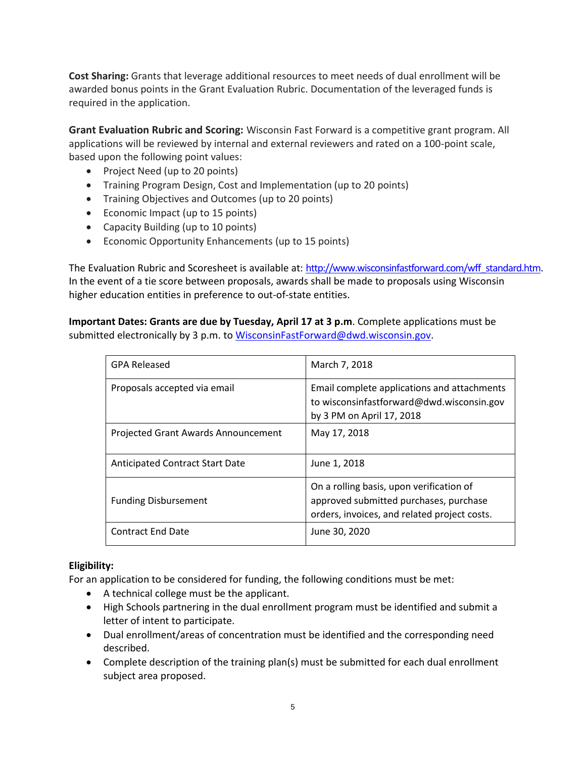**Cost Sharing:** Grants that leverage additional resources to meet needs of dual enrollment will be awarded bonus points in the Grant Evaluation Rubric. Documentation of the leveraged funds is required in the application.

**Grant Evaluation Rubric and Scoring:** Wisconsin Fast Forward is a competitive grant program. All applications will be reviewed by internal and external reviewers and rated on a 100-point scale, based upon the following point values:

- Project Need (up to 20 points)
- Training Program Design, Cost and Implementation (up to 20 points)
- Training Objectives and Outcomes (up to 20 points)
- Economic Impact (up to 15 points)
- Capacity Building (up to 10 points)
- Economic Opportunity Enhancements (up to 15 points)

The Evaluation Rubric and Scoresheet is available at: http://www.wisconsinfastforward.com/wff_standard.htm. In the event of a tie score between proposals, awards shall be made to proposals using Wisconsin higher education entities in preference to out-of-state entities.

**Important Dates: Grants are due by Tuesday, April 17 at 3 p.m**. Complete applications must be submitted electronically by 3 p.m. to WisconsinFastForward@dwd.wisconsin.gov.

| GPA Released | March 7, 2018 |
|---|---|
| Proposals accepted via email | Email complete applications and attachments to wisconsinfastforward@dwd.wisconsin.gov by 3 PM on April 17, 2018 |
| Projected Grant Awards Announcement | May 17, 2018 |
| Anticipated Contract Start Date | June 1, 2018 |
| Funding Disbursement | On a rolling basis, upon verification of approved submitted purchases, purchase orders, invoices, and related project costs. |
| Contract End Date | June 30, 2020 |

**Eligibility:**

For an application to be considered for funding, the following conditions must be met:

- A technical college must be the applicant.
- High Schools partnering in the dual enrollment program must be identified and submit a letter of intent to participate.
- Dual enrollment/areas of concentration must be identified and the corresponding need described.
- Complete description of the training plan(s) must be submitted for each dual enrollment subject area proposed.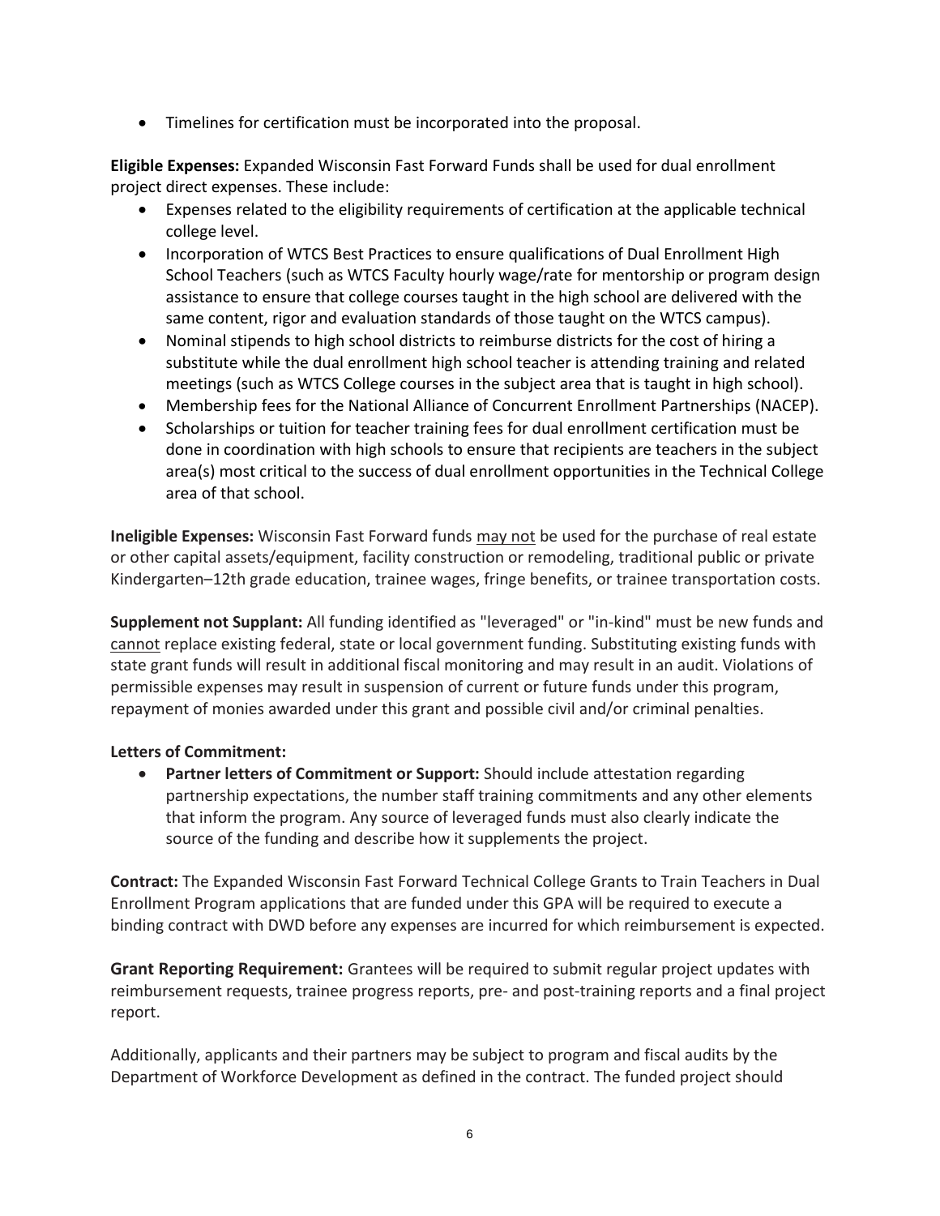- Timelines for certification must be incorporated into the proposal.

**Eligible Expenses:** Expanded Wisconsin Fast Forward Funds shall be used for dual enrollment project direct expenses. These include:

- Expenses related to the eligibility requirements of certification at the applicable technical college level.
- Incorporation of WTCS Best Practices to ensure qualifications of Dual Enrollment High School Teachers (such as WTCS Faculty hourly wage/rate for mentorship or program design assistance to ensure that college courses taught in the high school are delivered with the same content, rigor and evaluation standards of those taught on the WTCS campus).
- Nominal stipends to high school districts to reimburse districts for the cost of hiring a substitute while the dual enrollment high school teacher is attending training and related meetings (such as WTCS College courses in the subject area that is taught in high school).
- Membership fees for the National Alliance of Concurrent Enrollment Partnerships (NACEP).
- Scholarships or tuition for teacher training fees for dual enrollment certification must be done in coordination with high schools to ensure that recipients are teachers in the subject area(s) most critical to the success of dual enrollment opportunities in the Technical College area of that school.

**Ineligible Expenses:** Wisconsin Fast Forward funds may not be used for the purchase of real estate or other capital assets/equipment, facility construction or remodeling, traditional public or private Kindergarten–12th grade education, trainee wages, fringe benefits, or trainee transportation costs.

**Supplement not Supplant:** All funding identified as "leveraged" or "in-kind" must be new funds and cannot replace existing federal, state or local government funding. Substituting existing funds with state grant funds will result in additional fiscal monitoring and may result in an audit. Violations of permissible expenses may result in suspension of current or future funds under this program, repayment of monies awarded under this grant and possible civil and/or criminal penalties.

**Letters of Commitment:**

- **Partner letters of Commitment or Support:** Should include attestation regarding partnership expectations, the number staff training commitments and any other elements that inform the program. Any source of leveraged funds must also clearly indicate the source of the funding and describe how it supplements the project.

**Contract:** The Expanded Wisconsin Fast Forward Technical College Grants to Train Teachers in Dual Enrollment Program applications that are funded under this GPA will be required to execute a binding contract with DWD before any expenses are incurred for which reimbursement is expected.

**Grant Reporting Requirement:** Grantees will be required to submit regular project updates with reimbursement requests, trainee progress reports, pre- and post-training reports and a final project report.

Additionally, applicants and their partners may be subject to program and fiscal audits by the Department of Workforce Development as defined in the contract. The funded project should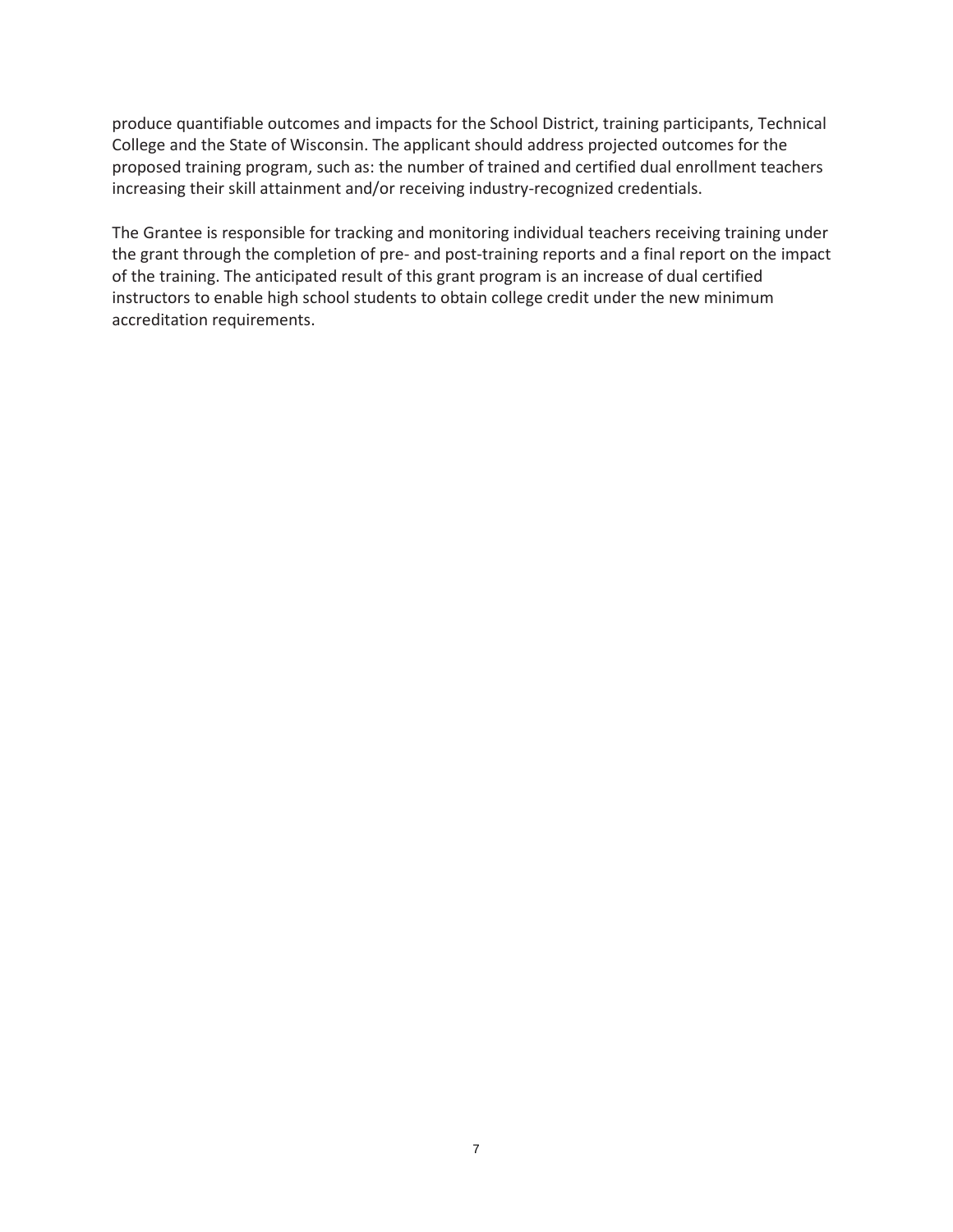produce quantifiable outcomes and impacts for the School District, training participants, Technical College and the State of Wisconsin. The applicant should address projected outcomes for the proposed training program, such as: the number of trained and certified dual enrollment teachers increasing their skill attainment and/or receiving industry-recognized credentials.

The Grantee is responsible for tracking and monitoring individual teachers receiving training under the grant through the completion of pre- and post-training reports and a final report on the impact of the training. The anticipated result of this grant program is an increase of dual certified instructors to enable high school students to obtain college credit under the new minimum accreditation requirements.